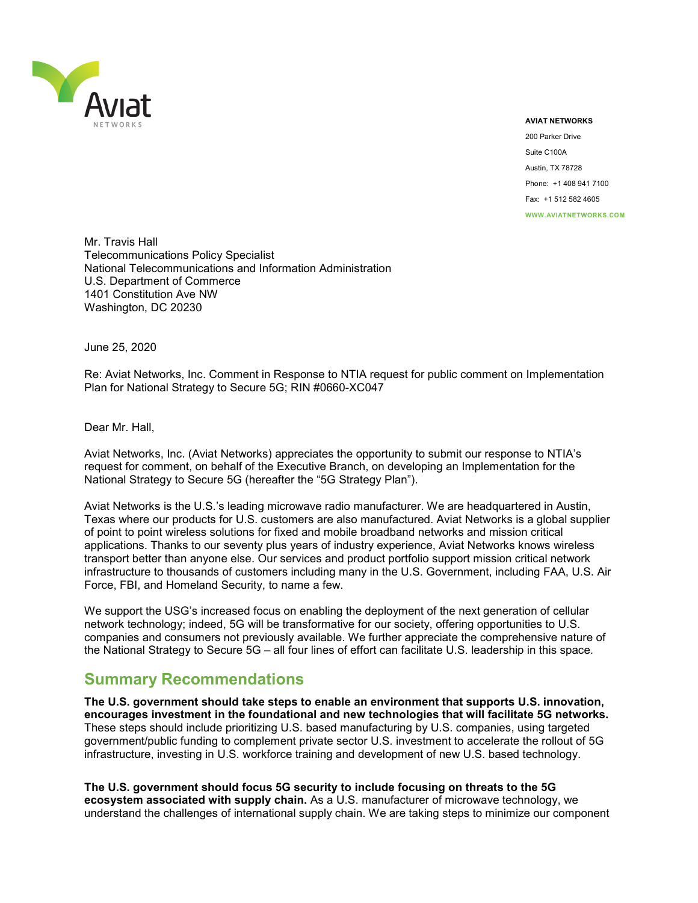**AVIAT NETWORKS**
200 Parker Drive
Suite C100A
Austin, TX 78728
Phone: +1 408 941 7100
Fax: +1 512 582 4605
WWW.AVIATNETWORKS.COM

Mr. Travis Hall
Telecommunications Policy Specialist
National Telecommunications and Information Administration
U.S. Department of Commerce
1401 Constitution Ave NW
Washington, DC 20230

June 25, 2020

Re: Aviat Networks, Inc. Comment in Response to NTIA request for public comment on Implementation Plan for National Strategy to Secure 5G; RIN #0660-XC047

Dear Mr. Hall,

Aviat Networks, Inc. (Aviat Networks) appreciates the opportunity to submit our response to NTIA's request for comment, on behalf of the Executive Branch, on developing an Implementation for the National Strategy to Secure 5G (hereafter the "5G Strategy Plan").

Aviat Networks is the U.S.'s leading microwave radio manufacturer. We are headquartered in Austin, Texas where our products for U.S. customers are also manufactured. Aviat Networks is a global supplier of point to point wireless solutions for fixed and mobile broadband networks and mission critical applications. Thanks to our seventy plus years of industry experience, Aviat Networks knows wireless transport better than anyone else. Our services and product portfolio support mission critical network infrastructure to thousands of customers including many in the U.S. Government, including FAA, U.S. Air Force, FBI, and Homeland Security, to name a few.

We support the USG's increased focus on enabling the deployment of the next generation of cellular network technology; indeed, 5G will be transformative for our society, offering opportunities to U.S. companies and consumers not previously available. We further appreciate the comprehensive nature of the National Strategy to Secure 5G – all four lines of effort can facilitate U.S. leadership in this space.

## Summary Recommendations

**The U.S. government should take steps to enable an environment that supports U.S. innovation, encourages investment in the foundational and new technologies that will facilitate 5G networks.** These steps should include prioritizing U.S. based manufacturing by U.S. companies, using targeted government/public funding to complement private sector U.S. investment to accelerate the rollout of 5G infrastructure, investing in U.S. workforce training and development of new U.S. based technology.

**The U.S. government should focus 5G security to include focusing on threats to the 5G ecosystem associated with supply chain.** As a U.S. manufacturer of microwave technology, we understand the challenges of international supply chain. We are taking steps to minimize our component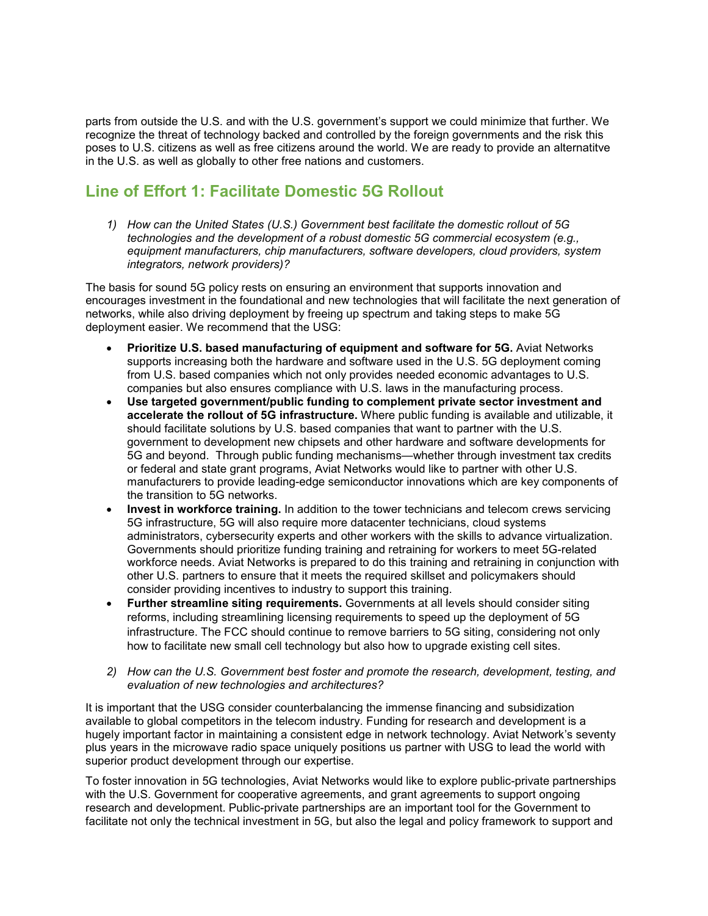parts from outside the U.S. and with the U.S. government's support we could minimize that further. We recognize the threat of technology backed and controlled by the foreign governments and the risk this poses to U.S. citizens as well as free citizens around the world. We are ready to provide an alternatitve in the U.S. as well as globally to other free nations and customers.

## Line of Effort 1: Facilitate Domestic 5G Rollout

1) *How can the United States (U.S.) Government best facilitate the domestic rollout of 5G technologies and the development of a robust domestic 5G commercial ecosystem (e.g., equipment manufacturers, chip manufacturers, software developers, cloud providers, system integrators, network providers)?*

The basis for sound 5G policy rests on ensuring an environment that supports innovation and encourages investment in the foundational and new technologies that will facilitate the next generation of networks, while also driving deployment by freeing up spectrum and taking steps to make 5G deployment easier. We recommend that the USG:

- **Prioritize U.S. based manufacturing of equipment and software for 5G.** Aviat Networks supports increasing both the hardware and software used in the U.S. 5G deployment coming from U.S. based companies which not only provides needed economic advantages to U.S. companies but also ensures compliance with U.S. laws in the manufacturing process.
- **Use targeted government/public funding to complement private sector investment and accelerate the rollout of 5G infrastructure.** Where public funding is available and utilizable, it should facilitate solutions by U.S. based companies that want to partner with the U.S. government to development new chipsets and other hardware and software developments for 5G and beyond. Through public funding mechanisms—whether through investment tax credits or federal and state grant programs, Aviat Networks would like to partner with other U.S. manufacturers to provide leading-edge semiconductor innovations which are key components of the transition to 5G networks.
- **Invest in workforce training.** In addition to the tower technicians and telecom crews servicing 5G infrastructure, 5G will also require more datacenter technicians, cloud systems administrators, cybersecurity experts and other workers with the skills to advance virtualization. Governments should prioritize funding training and retraining for workers to meet 5G-related workforce needs. Aviat Networks is prepared to do this training and retraining in conjunction with other U.S. partners to ensure that it meets the required skillset and policymakers should consider providing incentives to industry to support this training.
- **Further streamline siting requirements.** Governments at all levels should consider siting reforms, including streamlining licensing requirements to speed up the deployment of 5G infrastructure. The FCC should continue to remove barriers to 5G siting, considering not only how to facilitate new small cell technology but also how to upgrade existing cell sites.

2) *How can the U.S. Government best foster and promote the research, development, testing, and evaluation of new technologies and architectures?*

It is important that the USG consider counterbalancing the immense financing and subsidization available to global competitors in the telecom industry. Funding for research and development is a hugely important factor in maintaining a consistent edge in network technology. Aviat Network's seventy plus years in the microwave radio space uniquely positions us partner with USG to lead the world with superior product development through our expertise.

To foster innovation in 5G technologies, Aviat Networks would like to explore public-private partnerships with the U.S. Government for cooperative agreements, and grant agreements to support ongoing research and development. Public-private partnerships are an important tool for the Government to facilitate not only the technical investment in 5G, but also the legal and policy framework to support and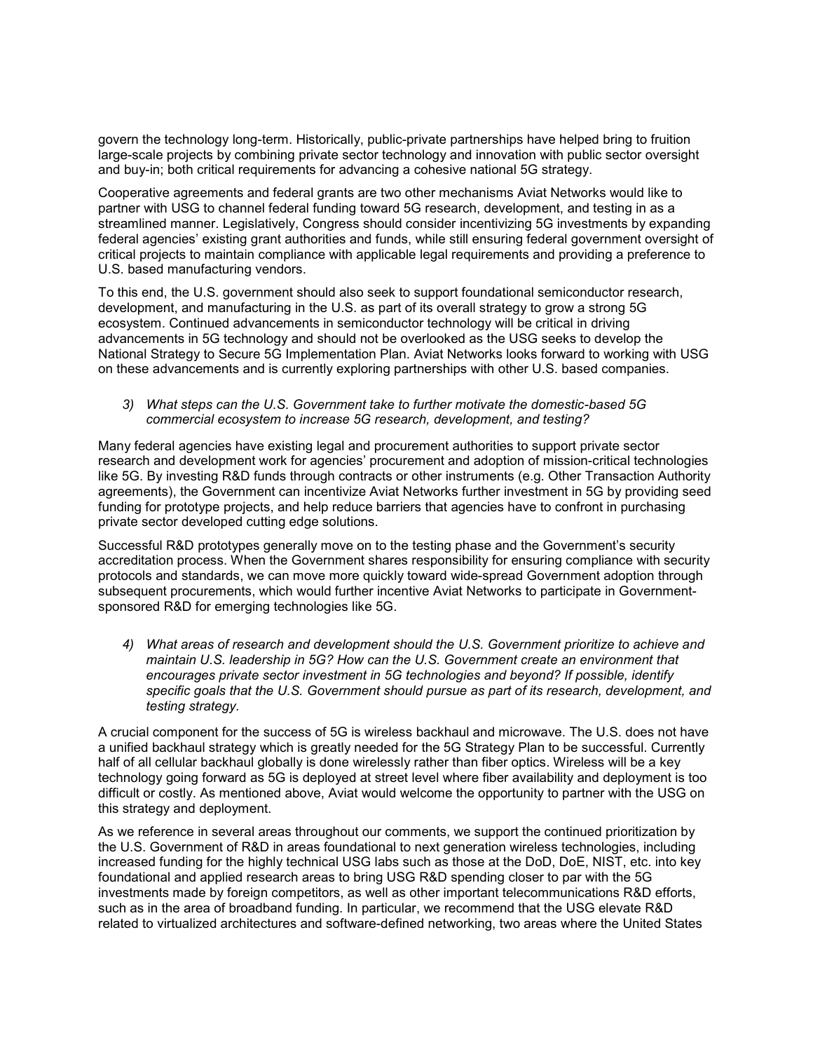govern the technology long-term. Historically, public-private partnerships have helped bring to fruition large-scale projects by combining private sector technology and innovation with public sector oversight and buy-in; both critical requirements for advancing a cohesive national 5G strategy.

Cooperative agreements and federal grants are two other mechanisms Aviat Networks would like to partner with USG to channel federal funding toward 5G research, development, and testing in as a streamlined manner. Legislatively, Congress should consider incentivizing 5G investments by expanding federal agencies' existing grant authorities and funds, while still ensuring federal government oversight of critical projects to maintain compliance with applicable legal requirements and providing a preference to U.S. based manufacturing vendors.

To this end, the U.S. government should also seek to support foundational semiconductor research, development, and manufacturing in the U.S. as part of its overall strategy to grow a strong 5G ecosystem. Continued advancements in semiconductor technology will be critical in driving advancements in 5G technology and should not be overlooked as the USG seeks to develop the National Strategy to Secure 5G Implementation Plan. Aviat Networks looks forward to working with USG on these advancements and is currently exploring partnerships with other U.S. based companies.

3) *What steps can the U.S. Government take to further motivate the domestic-based 5G commercial ecosystem to increase 5G research, development, and testing?*

Many federal agencies have existing legal and procurement authorities to support private sector research and development work for agencies' procurement and adoption of mission-critical technologies like 5G. By investing R&D funds through contracts or other instruments (e.g. Other Transaction Authority agreements), the Government can incentivize Aviat Networks further investment in 5G by providing seed funding for prototype projects, and help reduce barriers that agencies have to confront in purchasing private sector developed cutting edge solutions.

Successful R&D prototypes generally move on to the testing phase and the Government's security accreditation process. When the Government shares responsibility for ensuring compliance with security protocols and standards, we can move more quickly toward wide-spread Government adoption through subsequent procurements, which would further incentive Aviat Networks to participate in Government-sponsored R&D for emerging technologies like 5G.

4) *What areas of research and development should the U.S. Government prioritize to achieve and maintain U.S. leadership in 5G? How can the U.S. Government create an environment that encourages private sector investment in 5G technologies and beyond? If possible, identify specific goals that the U.S. Government should pursue as part of its research, development, and testing strategy.*

A crucial component for the success of 5G is wireless backhaul and microwave. The U.S. does not have a unified backhaul strategy which is greatly needed for the 5G Strategy Plan to be successful. Currently half of all cellular backhaul globally is done wirelessly rather than fiber optics. Wireless will be a key technology going forward as 5G is deployed at street level where fiber availability and deployment is too difficult or costly. As mentioned above, Aviat would welcome the opportunity to partner with the USG on this strategy and deployment.

As we reference in several areas throughout our comments, we support the continued prioritization by the U.S. Government of R&D in areas foundational to next generation wireless technologies, including increased funding for the highly technical USG labs such as those at the DoD, DoE, NIST, etc. into key foundational and applied research areas to bring USG R&D spending closer to par with the 5G investments made by foreign competitors, as well as other important telecommunications R&D efforts, such as in the area of broadband funding. In particular, we recommend that the USG elevate R&D related to virtualized architectures and software-defined networking, two areas where the United States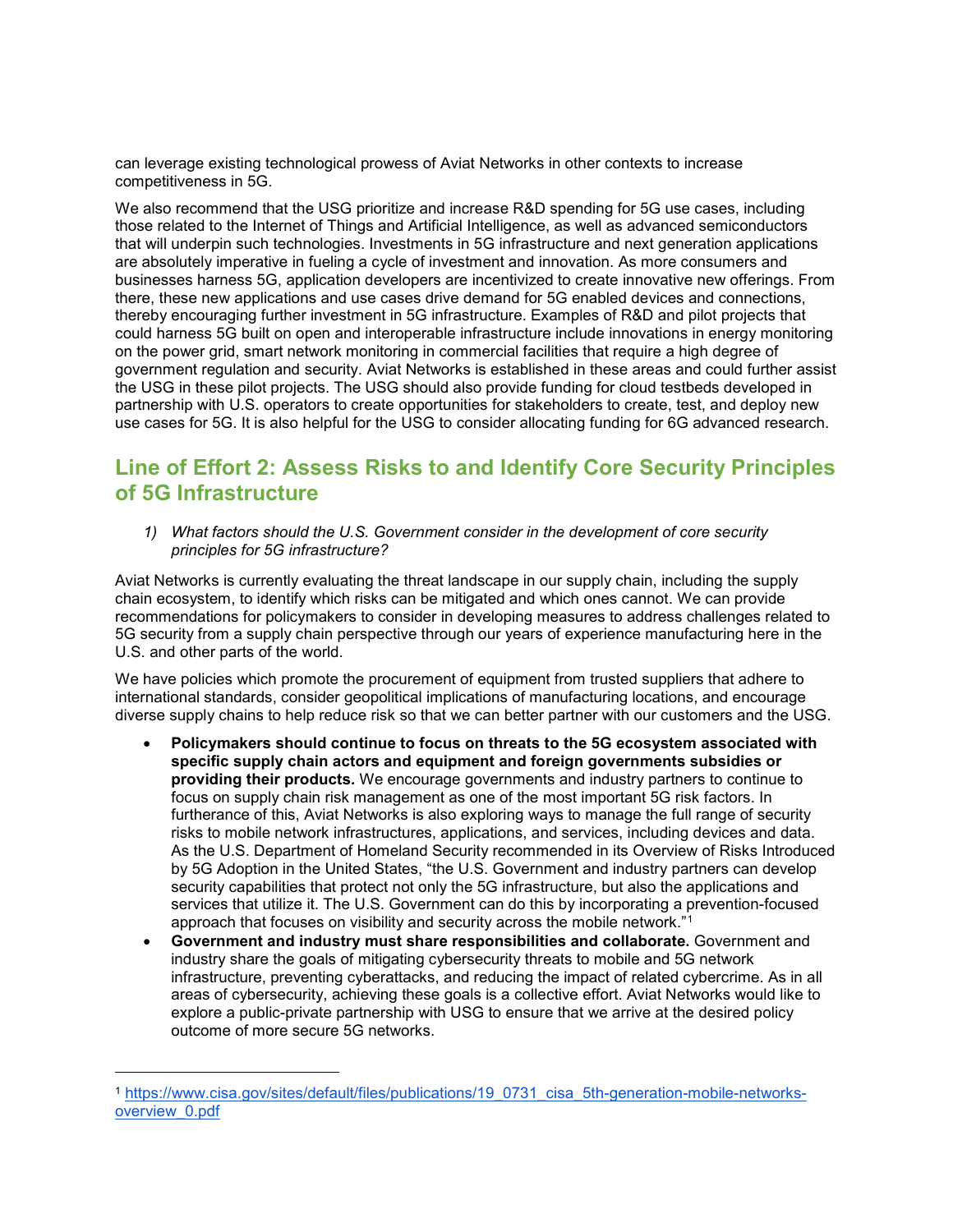can leverage existing technological prowess of Aviat Networks in other contexts to increase competitiveness in 5G.

We also recommend that the USG prioritize and increase R&D spending for 5G use cases, including those related to the Internet of Things and Artificial Intelligence, as well as advanced semiconductors that will underpin such technologies. Investments in 5G infrastructure and next generation applications are absolutely imperative in fueling a cycle of investment and innovation. As more consumers and businesses harness 5G, application developers are incentivized to create innovative new offerings. From there, these new applications and use cases drive demand for 5G enabled devices and connections, thereby encouraging further investment in 5G infrastructure. Examples of R&D and pilot projects that could harness 5G built on open and interoperable infrastructure include innovations in energy monitoring on the power grid, smart network monitoring in commercial facilities that require a high degree of government regulation and security. Aviat Networks is established in these areas and could further assist the USG in these pilot projects. The USG should also provide funding for cloud testbeds developed in partnership with U.S. operators to create opportunities for stakeholders to create, test, and deploy new use cases for 5G. It is also helpful for the USG to consider allocating funding for 6G advanced research.

## Line of Effort 2: Assess Risks to and Identify Core Security Principles of 5G Infrastructure

1) *What factors should the U.S. Government consider in the development of core security principles for 5G infrastructure?*

Aviat Networks is currently evaluating the threat landscape in our supply chain, including the supply chain ecosystem, to identify which risks can be mitigated and which ones cannot. We can provide recommendations for policymakers to consider in developing measures to address challenges related to 5G security from a supply chain perspective through our years of experience manufacturing here in the U.S. and other parts of the world.

We have policies which promote the procurement of equipment from trusted suppliers that adhere to international standards, consider geopolitical implications of manufacturing locations, and encourage diverse supply chains to help reduce risk so that we can better partner with our customers and the USG.

- **Policymakers should continue to focus on threats to the 5G ecosystem associated with specific supply chain actors and equipment and foreign governments subsidies or providing their products.** We encourage governments and industry partners to continue to focus on supply chain risk management as one of the most important 5G risk factors. In furtherance of this, Aviat Networks is also exploring ways to manage the full range of security risks to mobile network infrastructures, applications, and services, including devices and data. As the U.S. Department of Homeland Security recommended in its Overview of Risks Introduced by 5G Adoption in the United States, "the U.S. Government and industry partners can develop security capabilities that protect not only the 5G infrastructure, but also the applications and services that utilize it. The U.S. Government can do this by incorporating a prevention-focused approach that focuses on visibility and security across the mobile network."[1]
- **Government and industry must share responsibilities and collaborate.** Government and industry share the goals of mitigating cybersecurity threats to mobile and 5G network infrastructure, preventing cyberattacks, and reducing the impact of related cybercrime. As in all areas of cybersecurity, achieving these goals is a collective effort. Aviat Networks would like to explore a public-private partnership with USG to ensure that we arrive at the desired policy outcome of more secure 5G networks.

---

[1] https://www.cisa.gov/sites/default/files/publications/19_0731_cisa_5th-generation-mobile-networks-overview_0.pdf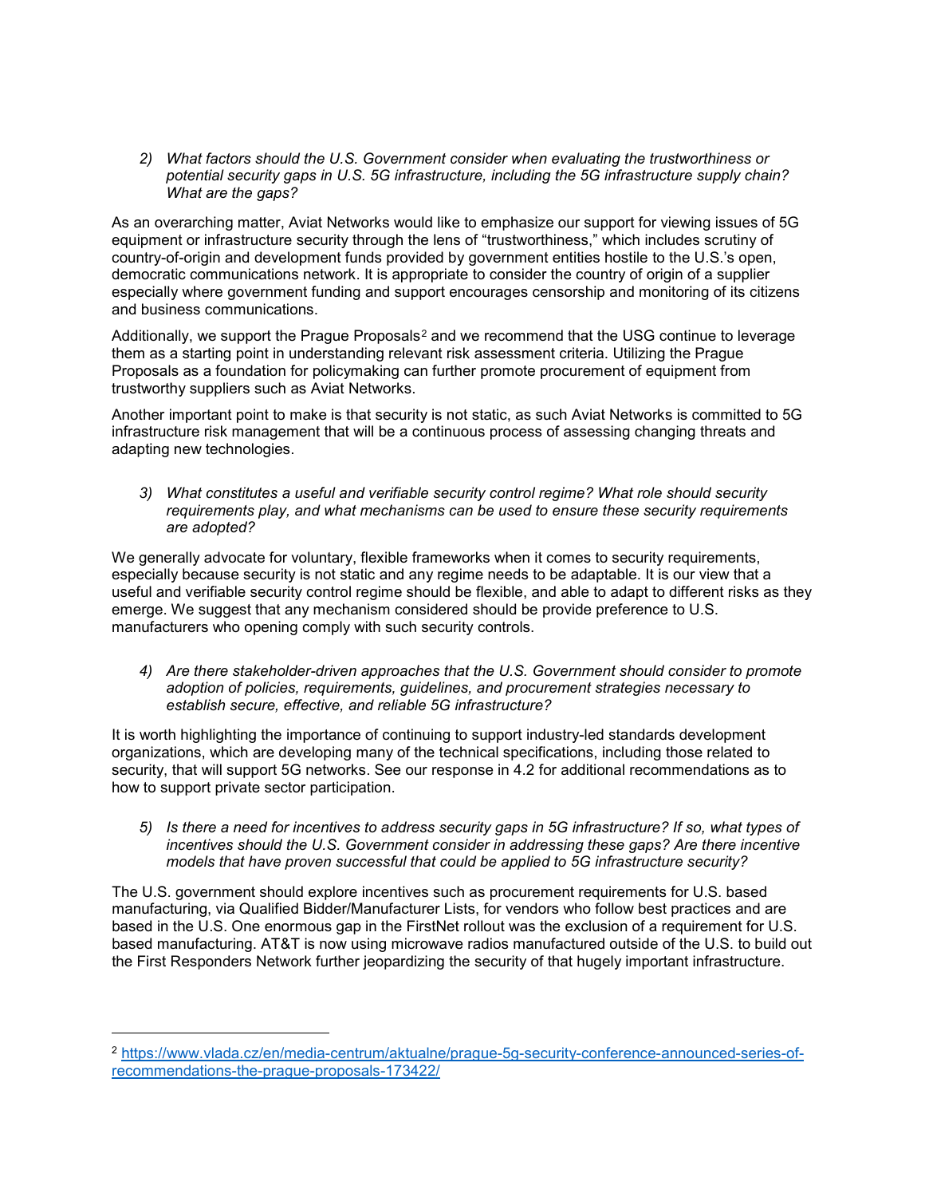*2) What factors should the U.S. Government consider when evaluating the trustworthiness or potential security gaps in U.S. 5G infrastructure, including the 5G infrastructure supply chain? What are the gaps?*

As an overarching matter, Aviat Networks would like to emphasize our support for viewing issues of 5G equipment or infrastructure security through the lens of "trustworthiness," which includes scrutiny of country-of-origin and development funds provided by government entities hostile to the U.S.'s open, democratic communications network. It is appropriate to consider the country of origin of a supplier especially where government funding and support encourages censorship and monitoring of its citizens and business communications.

Additionally, we support the Prague Proposals[2] and we recommend that the USG continue to leverage them as a starting point in understanding relevant risk assessment criteria. Utilizing the Prague Proposals as a foundation for policymaking can further promote procurement of equipment from trustworthy suppliers such as Aviat Networks.

Another important point to make is that security is not static, as such Aviat Networks is committed to 5G infrastructure risk management that will be a continuous process of assessing changing threats and adapting new technologies.

*3) What constitutes a useful and verifiable security control regime? What role should security requirements play, and what mechanisms can be used to ensure these security requirements are adopted?*

We generally advocate for voluntary, flexible frameworks when it comes to security requirements, especially because security is not static and any regime needs to be adaptable. It is our view that a useful and verifiable security control regime should be flexible, and able to adapt to different risks as they emerge. We suggest that any mechanism considered should be provide preference to U.S. manufacturers who opening comply with such security controls.

*4) Are there stakeholder-driven approaches that the U.S. Government should consider to promote adoption of policies, requirements, guidelines, and procurement strategies necessary to establish secure, effective, and reliable 5G infrastructure?*

It is worth highlighting the importance of continuing to support industry-led standards development organizations, which are developing many of the technical specifications, including those related to security, that will support 5G networks. See our response in 4.2 for additional recommendations as to how to support private sector participation.

*5) Is there a need for incentives to address security gaps in 5G infrastructure? If so, what types of incentives should the U.S. Government consider in addressing these gaps? Are there incentive models that have proven successful that could be applied to 5G infrastructure security?*

The U.S. government should explore incentives such as procurement requirements for U.S. based manufacturing, via Qualified Bidder/Manufacturer Lists, for vendors who follow best practices and are based in the U.S. One enormous gap in the FirstNet rollout was the exclusion of a requirement for U.S. based manufacturing. AT&T is now using microwave radios manufactured outside of the U.S. to build out the First Responders Network further jeopardizing the security of that hugely important infrastructure.

---

[2] https://www.vlada.cz/en/media-centrum/aktualne/prague-5g-security-conference-announced-series-of-recommendations-the-prague-proposals-173422/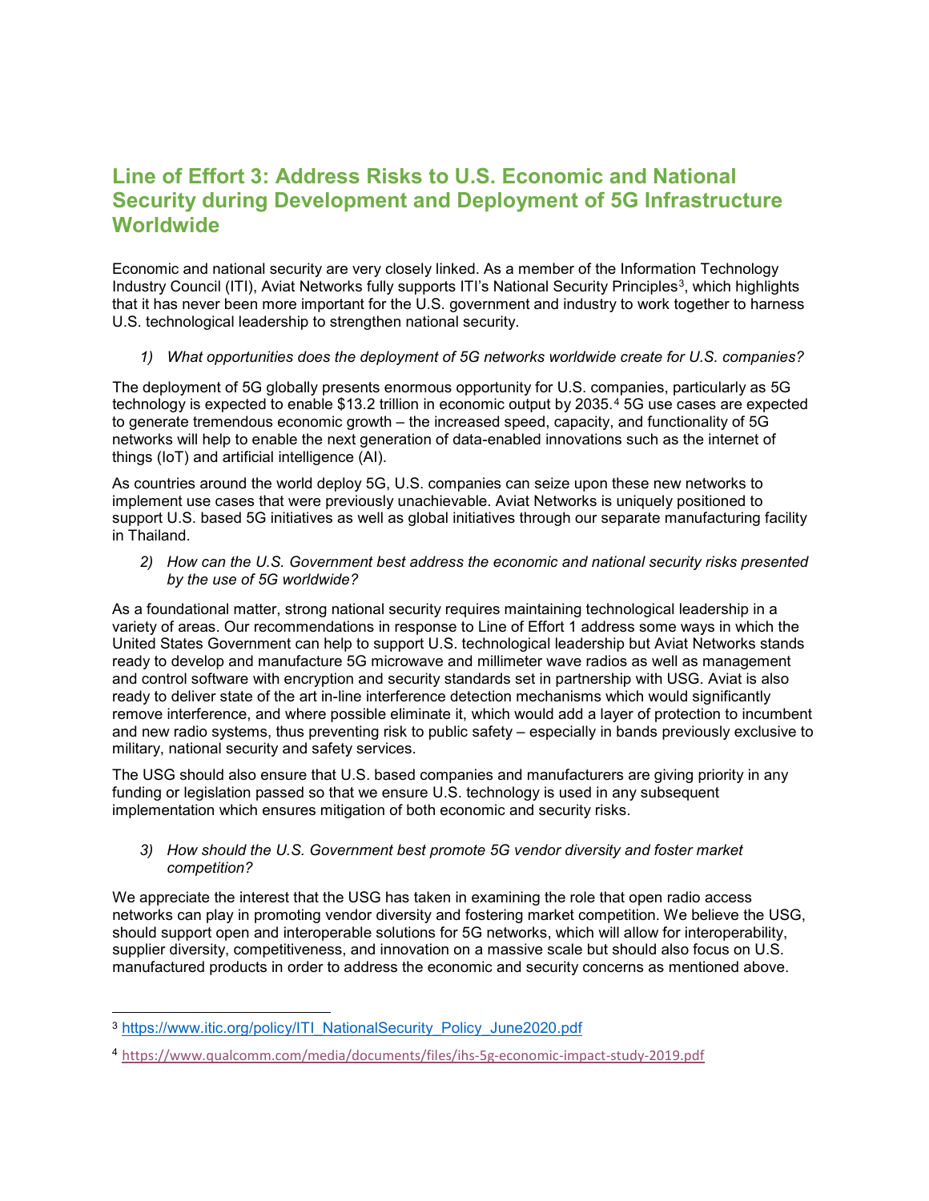## Line of Effort 3: Address Risks to U.S. Economic and National Security during Development and Deployment of 5G Infrastructure Worldwide

Economic and national security are very closely linked. As a member of the Information Technology Industry Council (ITI), Aviat Networks fully supports ITI's National Security Principles[3], which highlights that it has never been more important for the U.S. government and industry to work together to harness U.S. technological leadership to strengthen national security.

1) *What opportunities does the deployment of 5G networks worldwide create for U.S. companies?*

The deployment of 5G globally presents enormous opportunity for U.S. companies, particularly as 5G technology is expected to enable $13.2 trillion in economic output by 2035.[4] 5G use cases are expected to generate tremendous economic growth – the increased speed, capacity, and functionality of 5G networks will help to enable the next generation of data-enabled innovations such as the internet of things (IoT) and artificial intelligence (AI).

As countries around the world deploy 5G, U.S. companies can seize upon these new networks to implement use cases that were previously unachievable. Aviat Networks is uniquely positioned to support U.S. based 5G initiatives as well as global initiatives through our separate manufacturing facility in Thailand.

2) *How can the U.S. Government best address the economic and national security risks presented by the use of 5G worldwide?*

As a foundational matter, strong national security requires maintaining technological leadership in a variety of areas. Our recommendations in response to Line of Effort 1 address some ways in which the United States Government can help to support U.S. technological leadership but Aviat Networks stands ready to develop and manufacture 5G microwave and millimeter wave radios as well as management and control software with encryption and security standards set in partnership with USG. Aviat is also ready to deliver state of the art in-line interference detection mechanisms which would significantly remove interference, and where possible eliminate it, which would add a layer of protection to incumbent and new radio systems, thus preventing risk to public safety – especially in bands previously exclusive to military, national security and safety services.

The USG should also ensure that U.S. based companies and manufacturers are giving priority in any funding or legislation passed so that we ensure U.S. technology is used in any subsequent implementation which ensures mitigation of both economic and security risks.

3) *How should the U.S. Government best promote 5G vendor diversity and foster market competition?*

We appreciate the interest that the USG has taken in examining the role that open radio access networks can play in promoting vendor diversity and fostering market competition. We believe the USG, should support open and interoperable solutions for 5G networks, which will allow for interoperability, supplier diversity, competitiveness, and innovation on a massive scale but should also focus on U.S. manufactured products in order to address the economic and security concerns as mentioned above.

---

[3] https://www.itic.org/policy/ITI_NationalSecurity_Policy_June2020.pdf

[4] https://www.qualcomm.com/media/documents/files/ihs-5g-economic-impact-study-2019.pdf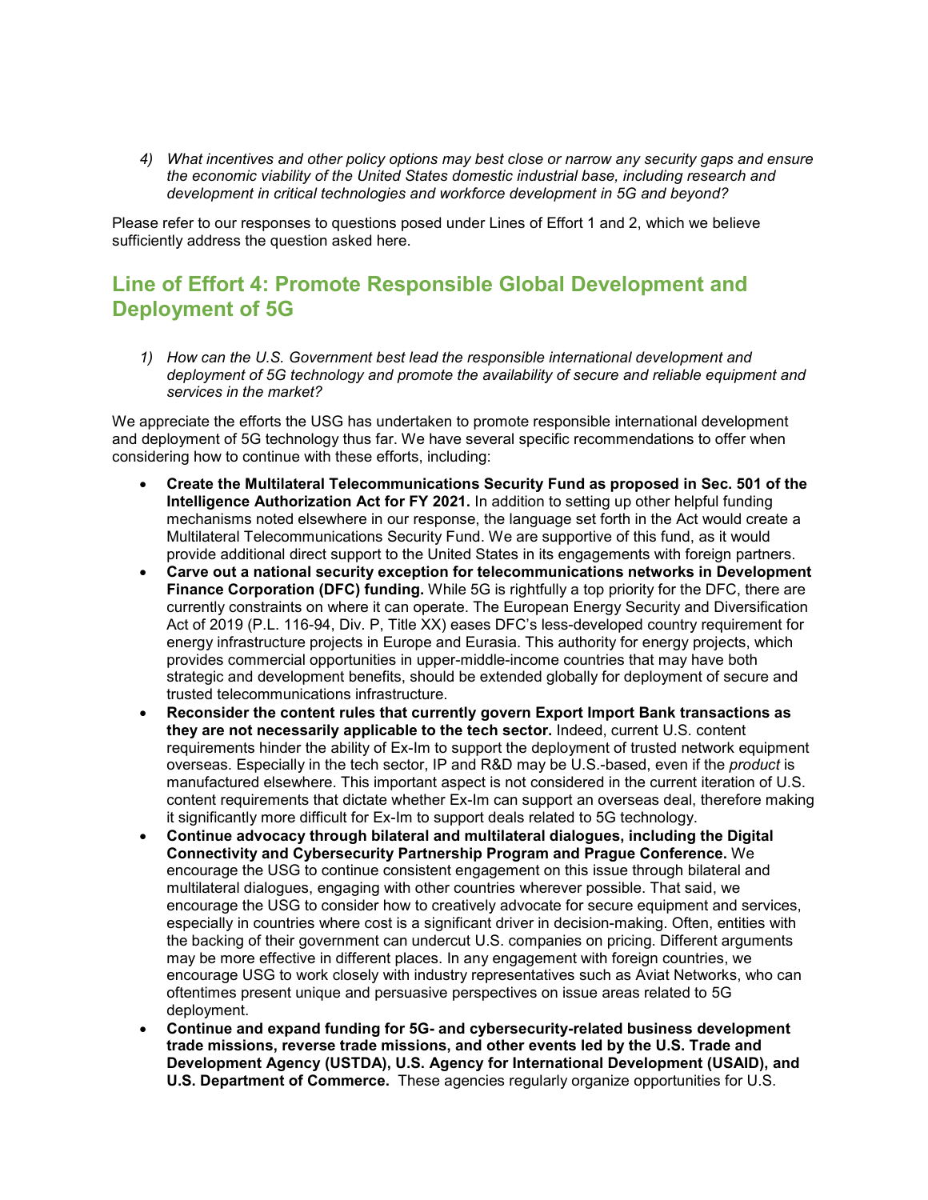4) *What incentives and other policy options may best close or narrow any security gaps and ensure the economic viability of the United States domestic industrial base, including research and development in critical technologies and workforce development in 5G and beyond?*

Please refer to our responses to questions posed under Lines of Effort 1 and 2, which we believe sufficiently address the question asked here.

## Line of Effort 4: Promote Responsible Global Development and Deployment of 5G

1) *How can the U.S. Government best lead the responsible international development and deployment of 5G technology and promote the availability of secure and reliable equipment and services in the market?*

We appreciate the efforts the USG has undertaken to promote responsible international development and deployment of 5G technology thus far. We have several specific recommendations to offer when considering how to continue with these efforts, including:

- **Create the Multilateral Telecommunications Security Fund as proposed in Sec. 501 of the Intelligence Authorization Act for FY 2021.** In addition to setting up other helpful funding mechanisms noted elsewhere in our response, the language set forth in the Act would create a Multilateral Telecommunications Security Fund. We are supportive of this fund, as it would provide additional direct support to the United States in its engagements with foreign partners.
- **Carve out a national security exception for telecommunications networks in Development Finance Corporation (DFC) funding.** While 5G is rightfully a top priority for the DFC, there are currently constraints on where it can operate. The European Energy Security and Diversification Act of 2019 (P.L. 116-94, Div. P, Title XX) eases DFC's less-developed country requirement for energy infrastructure projects in Europe and Eurasia. This authority for energy projects, which provides commercial opportunities in upper-middle-income countries that may have both strategic and development benefits, should be extended globally for deployment of secure and trusted telecommunications infrastructure.
- **Reconsider the content rules that currently govern Export Import Bank transactions as they are not necessarily applicable to the tech sector.** Indeed, current U.S. content requirements hinder the ability of Ex-Im to support the deployment of trusted network equipment overseas. Especially in the tech sector, IP and R&D may be U.S.-based, even if the *product* is manufactured elsewhere. This important aspect is not considered in the current iteration of U.S. content requirements that dictate whether Ex-Im can support an overseas deal, therefore making it significantly more difficult for Ex-Im to support deals related to 5G technology.
- **Continue advocacy through bilateral and multilateral dialogues, including the Digital Connectivity and Cybersecurity Partnership Program and Prague Conference.** We encourage the USG to continue consistent engagement on this issue through bilateral and multilateral dialogues, engaging with other countries wherever possible. That said, we encourage the USG to consider how to creatively advocate for secure equipment and services, especially in countries where cost is a significant driver in decision-making. Often, entities with the backing of their government can undercut U.S. companies on pricing. Different arguments may be more effective in different places. In any engagement with foreign countries, we encourage USG to work closely with industry representatives such as Aviat Networks, who can oftentimes present unique and persuasive perspectives on issue areas related to 5G deployment.
- **Continue and expand funding for 5G- and cybersecurity-related business development trade missions, reverse trade missions, and other events led by the U.S. Trade and Development Agency (USTDA), U.S. Agency for International Development (USAID), and U.S. Department of Commerce.** These agencies regularly organize opportunities for U.S.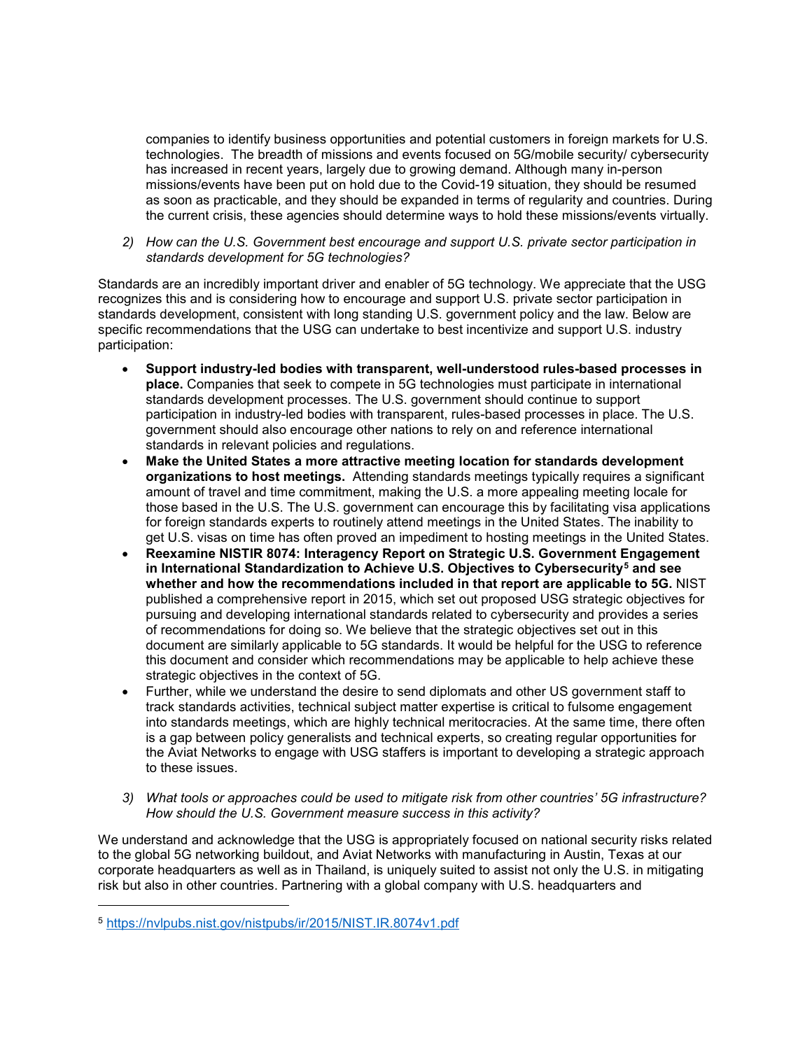companies to identify business opportunities and potential customers in foreign markets for U.S. technologies. The breadth of missions and events focused on 5G/mobile security/ cybersecurity has increased in recent years, largely due to growing demand. Although many in-person missions/events have been put on hold due to the Covid-19 situation, they should be resumed as soon as practicable, and they should be expanded in terms of regularity and countries. During the current crisis, these agencies should determine ways to hold these missions/events virtually.

2) *How can the U.S. Government best encourage and support U.S. private sector participation in standards development for 5G technologies?*

Standards are an incredibly important driver and enabler of 5G technology. We appreciate that the USG recognizes this and is considering how to encourage and support U.S. private sector participation in standards development, consistent with long standing U.S. government policy and the law. Below are specific recommendations that the USG can undertake to best incentivize and support U.S. industry participation:

- **Support industry-led bodies with transparent, well-understood rules-based processes in place.** Companies that seek to compete in 5G technologies must participate in international standards development processes. The U.S. government should continue to support participation in industry-led bodies with transparent, rules-based processes in place. The U.S. government should also encourage other nations to rely on and reference international standards in relevant policies and regulations.
- **Make the United States a more attractive meeting location for standards development organizations to host meetings.** Attending standards meetings typically requires a significant amount of travel and time commitment, making the U.S. a more appealing meeting locale for those based in the U.S. The U.S. government can encourage this by facilitating visa applications for foreign standards experts to routinely attend meetings in the United States. The inability to get U.S. visas on time has often proved an impediment to hosting meetings in the United States.
- **Reexamine NISTIR 8074: Interagency Report on Strategic U.S. Government Engagement in International Standardization to Achieve U.S. Objectives to Cybersecurity[5] and see whether and how the recommendations included in that report are applicable to 5G.** NIST published a comprehensive report in 2015, which set out proposed USG strategic objectives for pursuing and developing international standards related to cybersecurity and provides a series of recommendations for doing so. We believe that the strategic objectives set out in this document are similarly applicable to 5G standards. It would be helpful for the USG to reference this document and consider which recommendations may be applicable to help achieve these strategic objectives in the context of 5G.
- Further, while we understand the desire to send diplomats and other US government staff to track standards activities, technical subject matter expertise is critical to fulsome engagement into standards meetings, which are highly technical meritocracies. At the same time, there often is a gap between policy generalists and technical experts, so creating regular opportunities for the Aviat Networks to engage with USG staffers is important to developing a strategic approach to these issues.

3) *What tools or approaches could be used to mitigate risk from other countries' 5G infrastructure? How should the U.S. Government measure success in this activity?*

We understand and acknowledge that the USG is appropriately focused on national security risks related to the global 5G networking buildout, and Aviat Networks with manufacturing in Austin, Texas at our corporate headquarters as well as in Thailand, is uniquely suited to assist not only the U.S. in mitigating risk but also in other countries. Partnering with a global company with U.S. headquarters and

---

[5] https://nvlpubs.nist.gov/nistpubs/ir/2015/NIST.IR.8074v1.pdf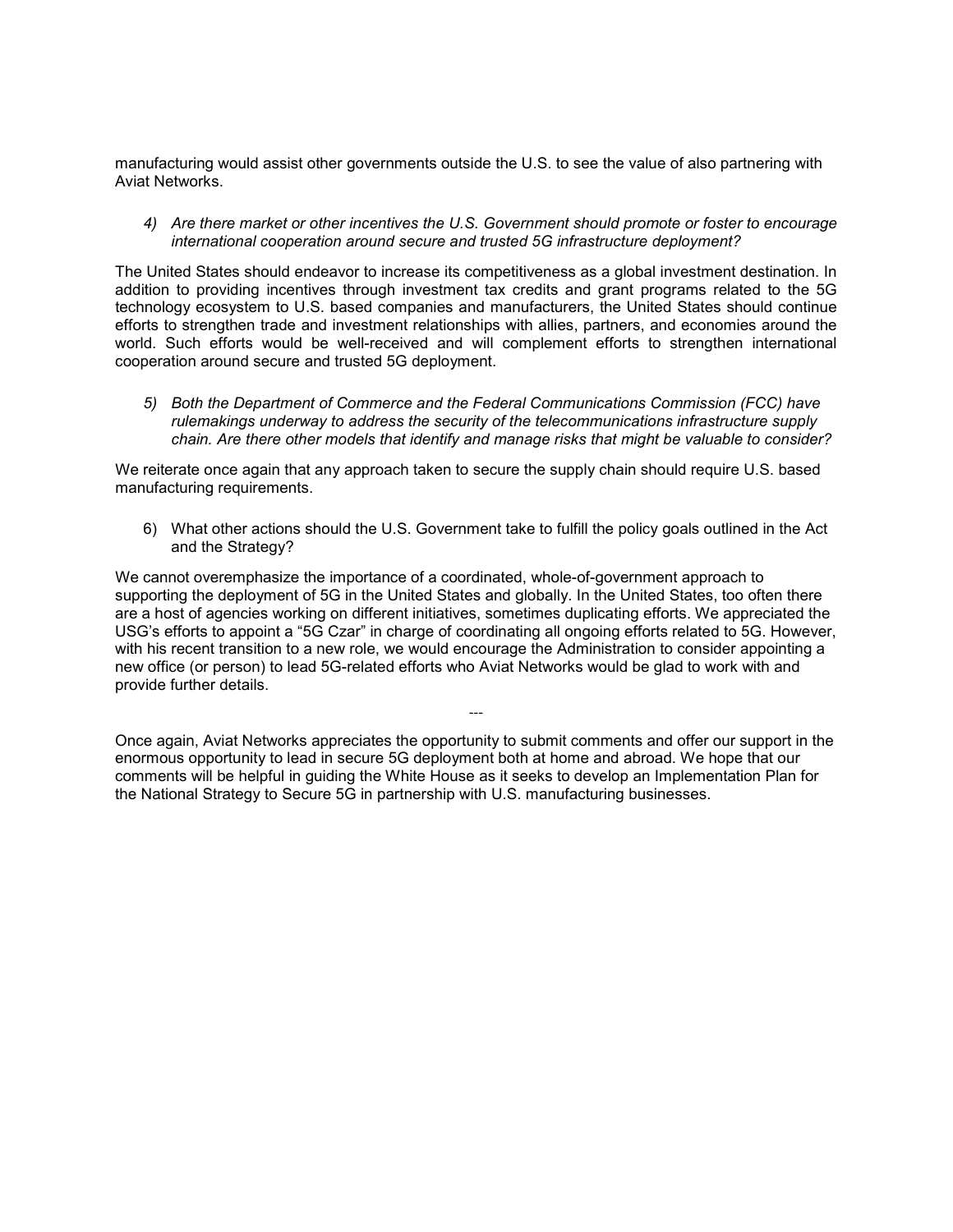manufacturing would assist other governments outside the U.S. to see the value of also partnering with Aviat Networks.

4) *Are there market or other incentives the U.S. Government should promote or foster to encourage international cooperation around secure and trusted 5G infrastructure deployment?*

The United States should endeavor to increase its competitiveness as a global investment destination. In addition to providing incentives through investment tax credits and grant programs related to the 5G technology ecosystem to U.S. based companies and manufacturers, the United States should continue efforts to strengthen trade and investment relationships with allies, partners, and economies around the world. Such efforts would be well-received and will complement efforts to strengthen international cooperation around secure and trusted 5G deployment.

5) *Both the Department of Commerce and the Federal Communications Commission (FCC) have rulemakings underway to address the security of the telecommunications infrastructure supply chain. Are there other models that identify and manage risks that might be valuable to consider?*

We reiterate once again that any approach taken to secure the supply chain should require U.S. based manufacturing requirements.

6) What other actions should the U.S. Government take to fulfill the policy goals outlined in the Act and the Strategy?

We cannot overemphasize the importance of a coordinated, whole-of-government approach to supporting the deployment of 5G in the United States and globally. In the United States, too often there are a host of agencies working on different initiatives, sometimes duplicating efforts. We appreciated the USG's efforts to appoint a "5G Czar" in charge of coordinating all ongoing efforts related to 5G. However, with his recent transition to a new role, we would encourage the Administration to consider appointing a new office (or person) to lead 5G-related efforts who Aviat Networks would be glad to work with and provide further details.

---

Once again, Aviat Networks appreciates the opportunity to submit comments and offer our support in the enormous opportunity to lead in secure 5G deployment both at home and abroad. We hope that our comments will be helpful in guiding the White House as it seeks to develop an Implementation Plan for the National Strategy to Secure 5G in partnership with U.S. manufacturing businesses.